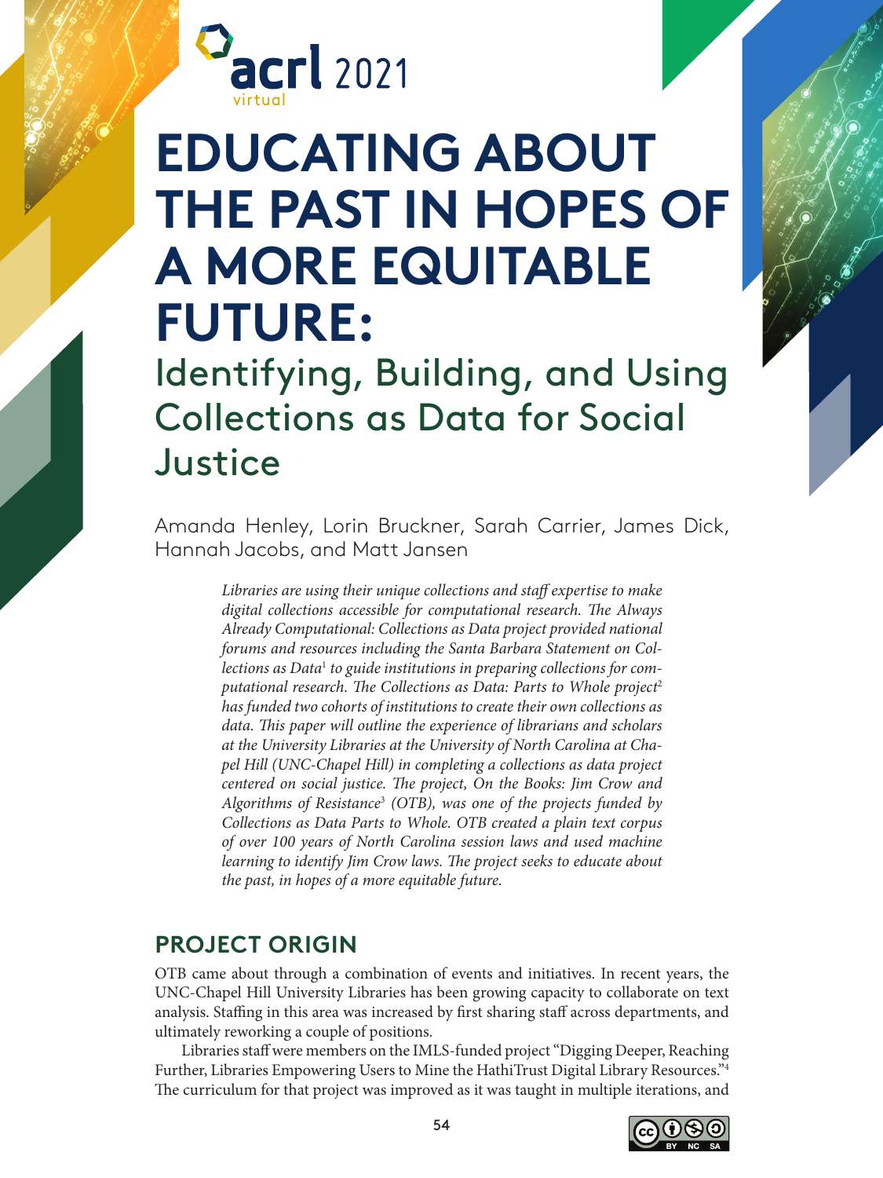acrl 2021 virtual

# EDUCATING ABOUT THE PAST IN HOPES OF A MORE EQUITABLE FUTURE:

## Identifying, Building, and Using Collections as Data for Social Justice

Amanda Henley, Lorin Bruckner, Sarah Carrier, James Dick, Hannah Jacobs, and Matt Jansen

*Libraries are using their unique collections and staff expertise to make digital collections accessible for computational research. The Always Already Computational: Collections as Data project provided national forums and resources including the Santa Barbara Statement on Collections as Data[1] to guide institutions in preparing collections for computational research. The Collections as Data: Parts to Whole project[2] has funded two cohorts of institutions to create their own collections as data. This paper will outline the experience of librarians and scholars at the University Libraries at the University of North Carolina at Chapel Hill (UNC-Chapel Hill) in completing a collections as data project centered on social justice. The project, On the Books: Jim Crow and Algorithms of Resistance[3] (OTB), was one of the projects funded by Collections as Data Parts to Whole. OTB created a plain text corpus of over 100 years of North Carolina session laws and used machine learning to identify Jim Crow laws. The project seeks to educate about the past, in hopes of a more equitable future.*

## PROJECT ORIGIN

OTB came about through a combination of events and initiatives. In recent years, the UNC-Chapel Hill University Libraries has been growing capacity to collaborate on text analysis. Staffing in this area was increased by first sharing staff across departments, and ultimately reworking a couple of positions.

Libraries staff were members on the IMLS-funded project "Digging Deeper, Reaching Further, Libraries Empowering Users to Mine the HathiTrust Digital Library Resources."[4] The curriculum for that project was improved as it was taught in multiple iterations, and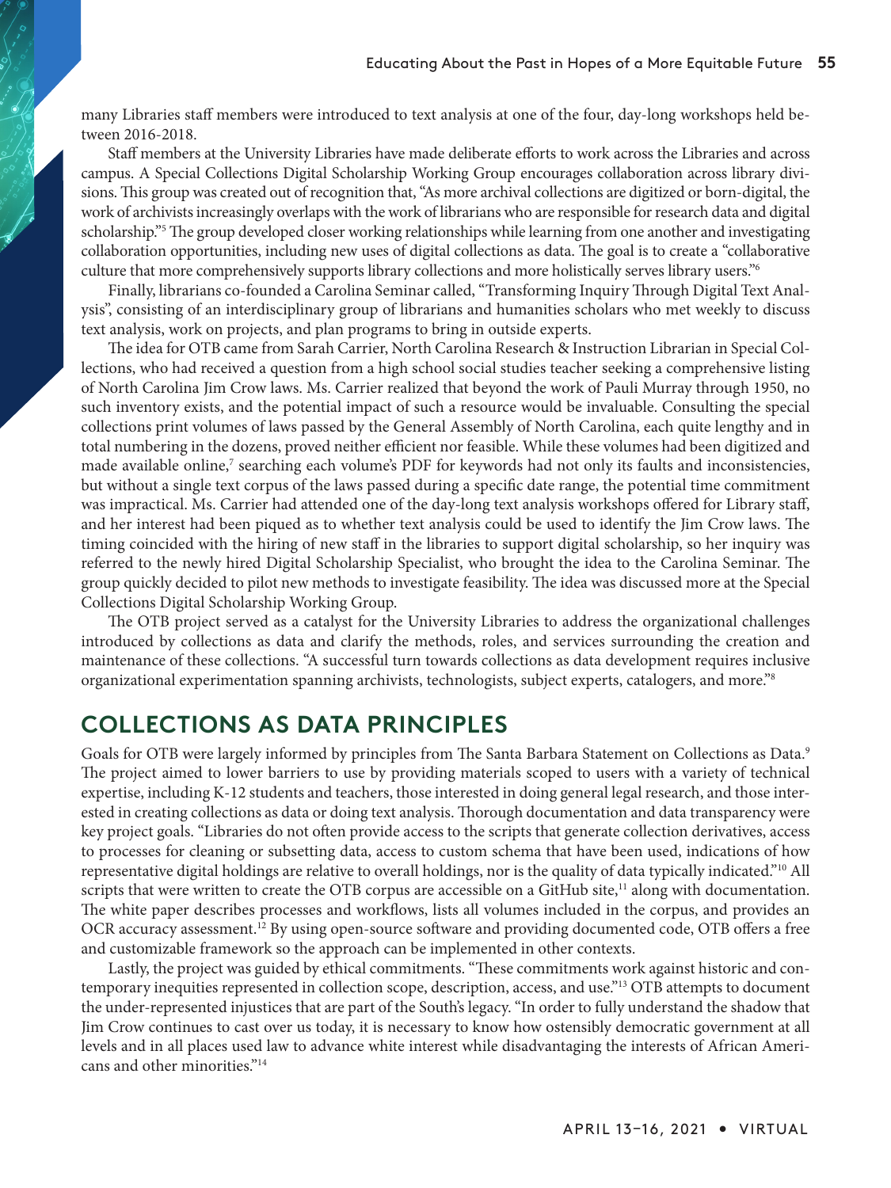many Libraries staff members were introduced to text analysis at one of the four, day-long workshops held between 2016-2018.

Staff members at the University Libraries have made deliberate efforts to work across the Libraries and across campus. A Special Collections Digital Scholarship Working Group encourages collaboration across library divisions. This group was created out of recognition that, "As more archival collections are digitized or born-digital, the work of archivists increasingly overlaps with the work of librarians who are responsible for research data and digital scholarship."[5] The group developed closer working relationships while learning from one another and investigating collaboration opportunities, including new uses of digital collections as data. The goal is to create a "collaborative culture that more comprehensively supports library collections and more holistically serves library users."[6]

Finally, librarians co-founded a Carolina Seminar called, "Transforming Inquiry Through Digital Text Analysis", consisting of an interdisciplinary group of librarians and humanities scholars who met weekly to discuss text analysis, work on projects, and plan programs to bring in outside experts.

The idea for OTB came from Sarah Carrier, North Carolina Research & Instruction Librarian in Special Collections, who had received a question from a high school social studies teacher seeking a comprehensive listing of North Carolina Jim Crow laws. Ms. Carrier realized that beyond the work of Pauli Murray through 1950, no such inventory exists, and the potential impact of such a resource would be invaluable. Consulting the special collections print volumes of laws passed by the General Assembly of North Carolina, each quite lengthy and in total numbering in the dozens, proved neither efficient nor feasible. While these volumes had been digitized and made available online,[7] searching each volume's PDF for keywords had not only its faults and inconsistencies, but without a single text corpus of the laws passed during a specific date range, the potential time commitment was impractical. Ms. Carrier had attended one of the day-long text analysis workshops offered for Library staff, and her interest had been piqued as to whether text analysis could be used to identify the Jim Crow laws. The timing coincided with the hiring of new staff in the libraries to support digital scholarship, so her inquiry was referred to the newly hired Digital Scholarship Specialist, who brought the idea to the Carolina Seminar. The group quickly decided to pilot new methods to investigate feasibility. The idea was discussed more at the Special Collections Digital Scholarship Working Group.

The OTB project served as a catalyst for the University Libraries to address the organizational challenges introduced by collections as data and clarify the methods, roles, and services surrounding the creation and maintenance of these collections. "A successful turn towards collections as data development requires inclusive organizational experimentation spanning archivists, technologists, subject experts, catalogers, and more."[8]

## COLLECTIONS AS DATA PRINCIPLES

Goals for OTB were largely informed by principles from The Santa Barbara Statement on Collections as Data.[9] The project aimed to lower barriers to use by providing materials scoped to users with a variety of technical expertise, including K-12 students and teachers, those interested in doing general legal research, and those interested in creating collections as data or doing text analysis. Thorough documentation and data transparency were key project goals. "Libraries do not often provide access to the scripts that generate collection derivatives, access to processes for cleaning or subsetting data, access to custom schema that have been used, indications of how representative digital holdings are relative to overall holdings, nor is the quality of data typically indicated."[10] All scripts that were written to create the OTB corpus are accessible on a GitHub site,[11] along with documentation. The white paper describes processes and workflows, lists all volumes included in the corpus, and provides an OCR accuracy assessment.[12] By using open-source software and providing documented code, OTB offers a free and customizable framework so the approach can be implemented in other contexts.

Lastly, the project was guided by ethical commitments. "These commitments work against historic and contemporary inequities represented in collection scope, description, access, and use."[13] OTB attempts to document the under-represented injustices that are part of the South's legacy. "In order to fully understand the shadow that Jim Crow continues to cast over us today, it is necessary to know how ostensibly democratic government at all levels and in all places used law to advance white interest while disadvantaging the interests of African Americans and other minorities."[14]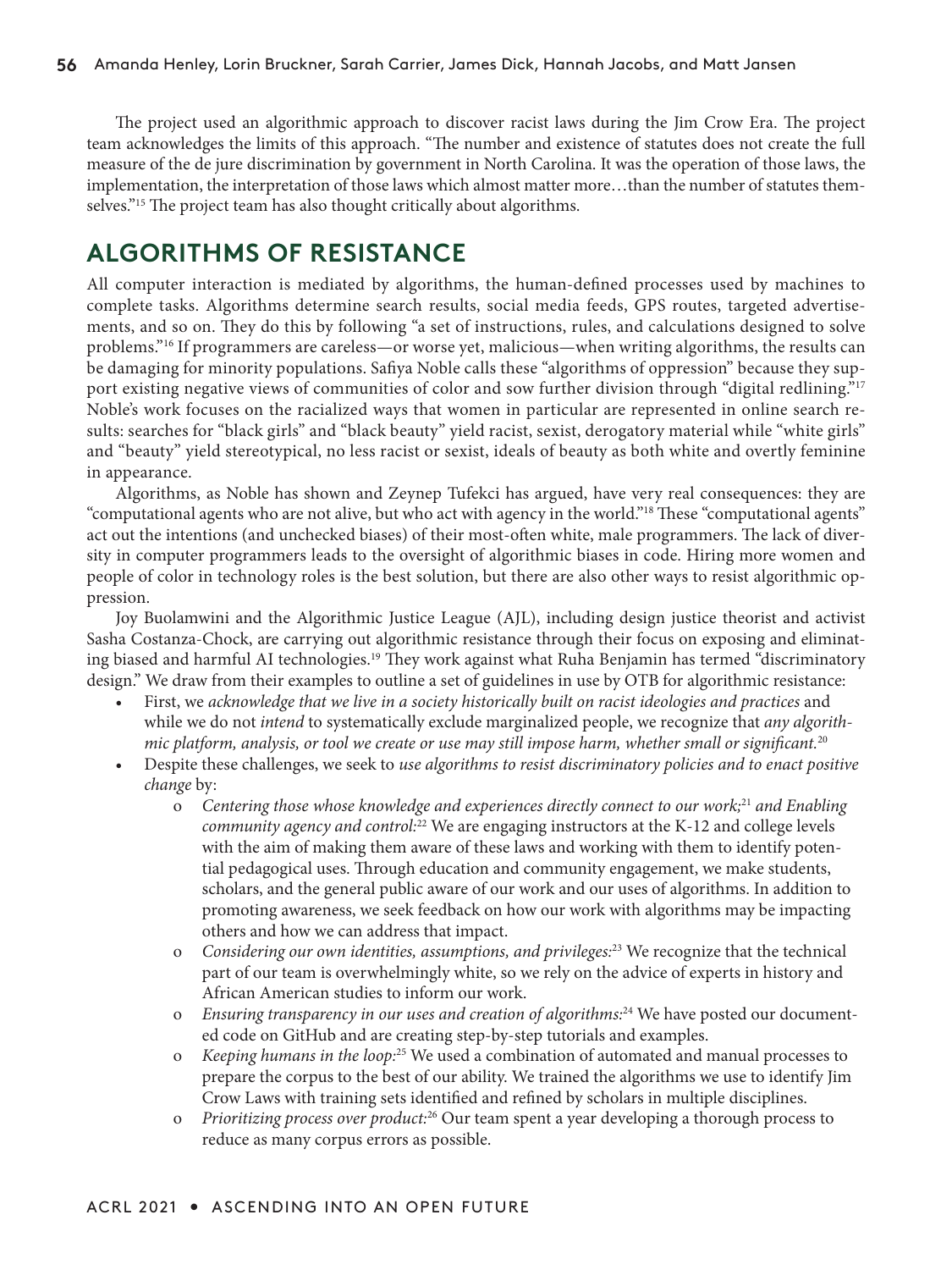The project used an algorithmic approach to discover racist laws during the Jim Crow Era. The project team acknowledges the limits of this approach. "The number and existence of statutes does not create the full measure of the de jure discrimination by government in North Carolina. It was the operation of those laws, the implementation, the interpretation of those laws which almost matter more…than the number of statutes themselves."[15] The project team has also thought critically about algorithms.

## ALGORITHMS OF RESISTANCE

All computer interaction is mediated by algorithms, the human-defined processes used by machines to complete tasks. Algorithms determine search results, social media feeds, GPS routes, targeted advertisements, and so on. They do this by following "a set of instructions, rules, and calculations designed to solve problems."[16] If programmers are careless—or worse yet, malicious—when writing algorithms, the results can be damaging for minority populations. Safiya Noble calls these "algorithms of oppression" because they support existing negative views of communities of color and sow further division through "digital redlining."[17] Noble's work focuses on the racialized ways that women in particular are represented in online search results: searches for "black girls" and "black beauty" yield racist, sexist, derogatory material while "white girls" and "beauty" yield stereotypical, no less racist or sexist, ideals of beauty as both white and overtly feminine in appearance.

Algorithms, as Noble has shown and Zeynep Tufekci has argued, have very real consequences: they are "computational agents who are not alive, but who act with agency in the world."[18] These "computational agents" act out the intentions (and unchecked biases) of their most-often white, male programmers. The lack of diversity in computer programmers leads to the oversight of algorithmic biases in code. Hiring more women and people of color in technology roles is the best solution, but there are also other ways to resist algorithmic oppression.

Joy Buolamwini and the Algorithmic Justice League (AJL), including design justice theorist and activist Sasha Costanza-Chock, are carrying out algorithmic resistance through their focus on exposing and eliminating biased and harmful AI technologies.[19] They work against what Ruha Benjamin has termed "discriminatory design." We draw from their examples to outline a set of guidelines in use by OTB for algorithmic resistance:

- First, we *acknowledge that we live in a society historically built on racist ideologies and practices* and while we do not *intend* to systematically exclude marginalized people, we recognize that *any algorithmic platform, analysis, or tool we create or use may still impose harm, whether small or significant.*[20]
- Despite these challenges, we seek to *use algorithms to resist discriminatory policies and to enact positive change* by:
  - *Centering those whose knowledge and experiences directly connect to our work;*[21] *and Enabling community agency and control:*[22] We are engaging instructors at the K-12 and college levels with the aim of making them aware of these laws and working with them to identify potential pedagogical uses. Through education and community engagement, we make students, scholars, and the general public aware of our work and our uses of algorithms. In addition to promoting awareness, we seek feedback on how our work with algorithms may be impacting others and how we can address that impact.
  - *Considering our own identities, assumptions, and privileges:*[23] We recognize that the technical part of our team is overwhelmingly white, so we rely on the advice of experts in history and African American studies to inform our work.
  - *Ensuring transparency in our uses and creation of algorithms:*[24] We have posted our documented code on GitHub and are creating step-by-step tutorials and examples.
  - *Keeping humans in the loop:*[25] We used a combination of automated and manual processes to prepare the corpus to the best of our ability. We trained the algorithms we use to identify Jim Crow Laws with training sets identified and refined by scholars in multiple disciplines.
  - *Prioritizing process over product:*[26] Our team spent a year developing a thorough process to reduce as many corpus errors as possible.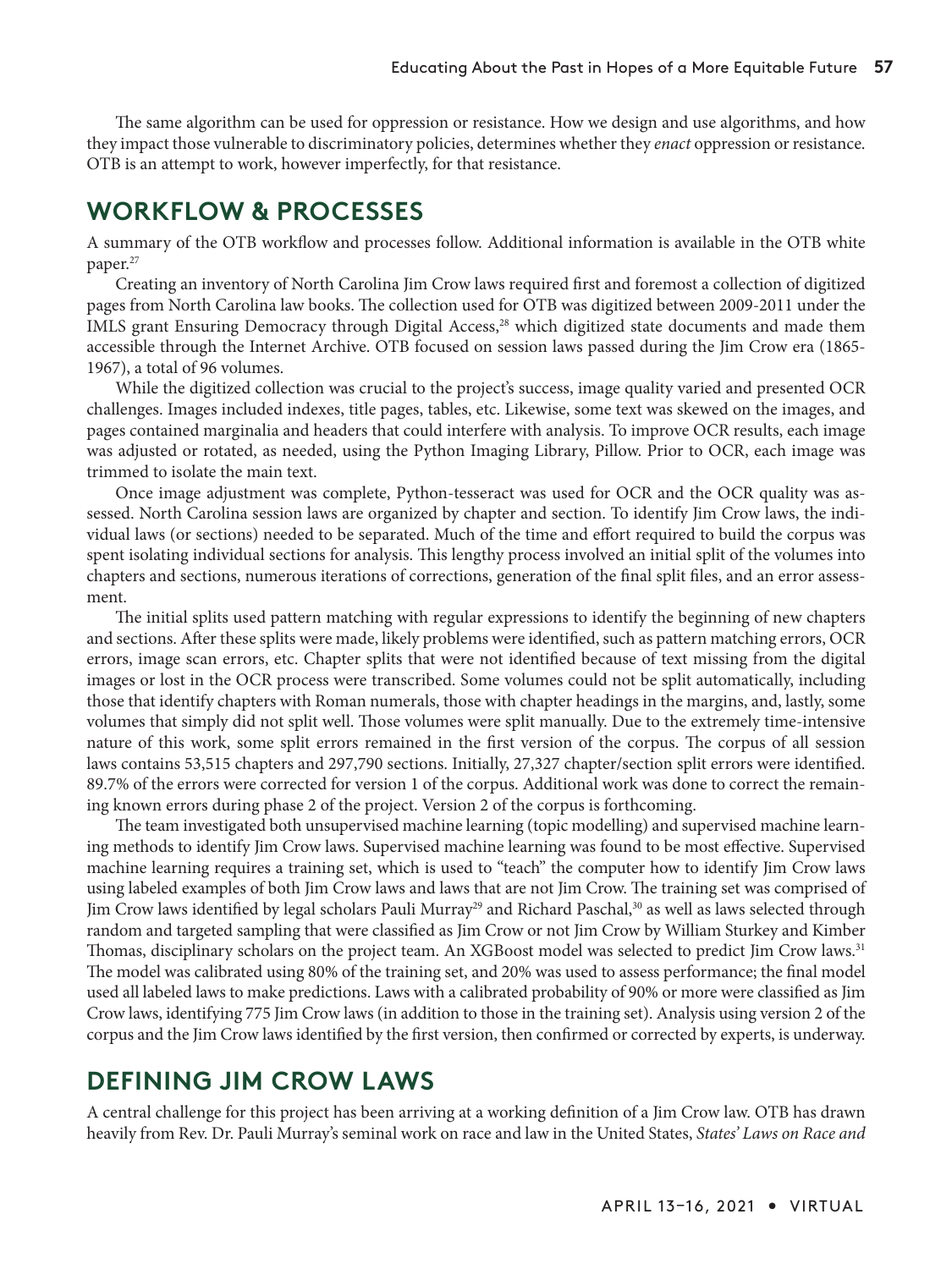The same algorithm can be used for oppression or resistance. How we design and use algorithms, and how they impact those vulnerable to discriminatory policies, determines whether they *enact* oppression or resistance. OTB is an attempt to work, however imperfectly, for that resistance.

## WORKFLOW & PROCESSES

A summary of the OTB workflow and processes follow. Additional information is available in the OTB white paper.[27]

Creating an inventory of North Carolina Jim Crow laws required first and foremost a collection of digitized pages from North Carolina law books. The collection used for OTB was digitized between 2009-2011 under the IMLS grant Ensuring Democracy through Digital Access,[28] which digitized state documents and made them accessible through the Internet Archive. OTB focused on session laws passed during the Jim Crow era (1865-1967), a total of 96 volumes.

While the digitized collection was crucial to the project's success, image quality varied and presented OCR challenges. Images included indexes, title pages, tables, etc. Likewise, some text was skewed on the images, and pages contained marginalia and headers that could interfere with analysis. To improve OCR results, each image was adjusted or rotated, as needed, using the Python Imaging Library, Pillow. Prior to OCR, each image was trimmed to isolate the main text.

Once image adjustment was complete, Python-tesseract was used for OCR and the OCR quality was assessed. North Carolina session laws are organized by chapter and section. To identify Jim Crow laws, the individual laws (or sections) needed to be separated. Much of the time and effort required to build the corpus was spent isolating individual sections for analysis. This lengthy process involved an initial split of the volumes into chapters and sections, numerous iterations of corrections, generation of the final split files, and an error assessment.

The initial splits used pattern matching with regular expressions to identify the beginning of new chapters and sections. After these splits were made, likely problems were identified, such as pattern matching errors, OCR errors, image scan errors, etc. Chapter splits that were not identified because of text missing from the digital images or lost in the OCR process were transcribed. Some volumes could not be split automatically, including those that identify chapters with Roman numerals, those with chapter headings in the margins, and, lastly, some volumes that simply did not split well. Those volumes were split manually. Due to the extremely time-intensive nature of this work, some split errors remained in the first version of the corpus. The corpus of all session laws contains 53,515 chapters and 297,790 sections. Initially, 27,327 chapter/section split errors were identified. 89.7% of the errors were corrected for version 1 of the corpus. Additional work was done to correct the remaining known errors during phase 2 of the project. Version 2 of the corpus is forthcoming.

The team investigated both unsupervised machine learning (topic modelling) and supervised machine learning methods to identify Jim Crow laws. Supervised machine learning was found to be most effective. Supervised machine learning requires a training set, which is used to "teach" the computer how to identify Jim Crow laws using labeled examples of both Jim Crow laws and laws that are not Jim Crow. The training set was comprised of Jim Crow laws identified by legal scholars Pauli Murray[29] and Richard Paschal,[30] as well as laws selected through random and targeted sampling that were classified as Jim Crow or not Jim Crow by William Sturkey and Kimber Thomas, disciplinary scholars on the project team. An XGBoost model was selected to predict Jim Crow laws.[31] The model was calibrated using 80% of the training set, and 20% was used to assess performance; the final model used all labeled laws to make predictions. Laws with a calibrated probability of 90% or more were classified as Jim Crow laws, identifying 775 Jim Crow laws (in addition to those in the training set). Analysis using version 2 of the corpus and the Jim Crow laws identified by the first version, then confirmed or corrected by experts, is underway.

## DEFINING JIM CROW LAWS

A central challenge for this project has been arriving at a working definition of a Jim Crow law. OTB has drawn heavily from Rev. Dr. Pauli Murray's seminal work on race and law in the United States, *States' Laws on Race and*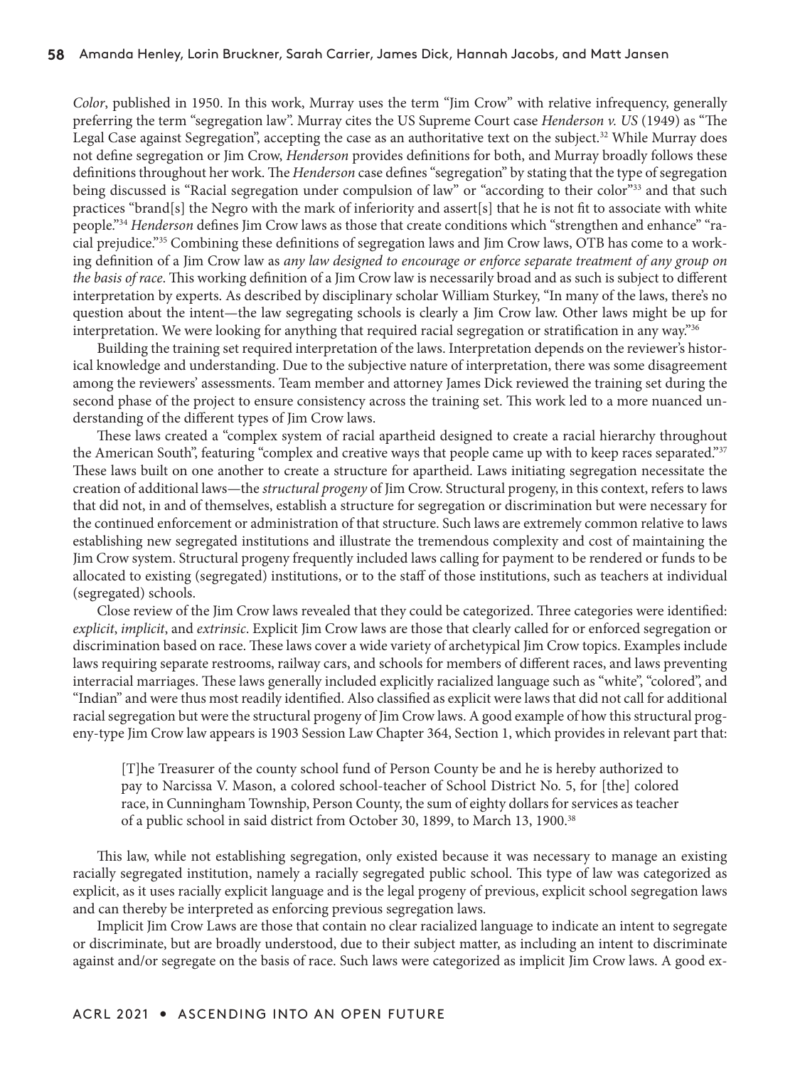*Color*, published in 1950. In this work, Murray uses the term "Jim Crow" with relative infrequency, generally preferring the term "segregation law". Murray cites the US Supreme Court case *Henderson v. US* (1949) as "The Legal Case against Segregation", accepting the case as an authoritative text on the subject.[32] While Murray does not define segregation or Jim Crow, *Henderson* provides definitions for both, and Murray broadly follows these definitions throughout her work. The *Henderson* case defines "segregation" by stating that the type of segregation being discussed is "Racial segregation under compulsion of law" or "according to their color"[33] and that such practices "brand[s] the Negro with the mark of inferiority and assert[s] that he is not fit to associate with white people."[34] *Henderson* defines Jim Crow laws as those that create conditions which "strengthen and enhance" "racial prejudice."[35] Combining these definitions of segregation laws and Jim Crow laws, OTB has come to a working definition of a Jim Crow law as *any law designed to encourage or enforce separate treatment of any group on the basis of race*. This working definition of a Jim Crow law is necessarily broad and as such is subject to different interpretation by experts. As described by disciplinary scholar William Sturkey, "In many of the laws, there's no question about the intent—the law segregating schools is clearly a Jim Crow law. Other laws might be up for interpretation. We were looking for anything that required racial segregation or stratification in any way."[36]

Building the training set required interpretation of the laws. Interpretation depends on the reviewer's historical knowledge and understanding. Due to the subjective nature of interpretation, there was some disagreement among the reviewers' assessments. Team member and attorney James Dick reviewed the training set during the second phase of the project to ensure consistency across the training set. This work led to a more nuanced understanding of the different types of Jim Crow laws.

These laws created a "complex system of racial apartheid designed to create a racial hierarchy throughout the American South", featuring "complex and creative ways that people came up with to keep races separated."[37] These laws built on one another to create a structure for apartheid. Laws initiating segregation necessitate the creation of additional laws—the *structural progeny* of Jim Crow. Structural progeny, in this context, refers to laws that did not, in and of themselves, establish a structure for segregation or discrimination but were necessary for the continued enforcement or administration of that structure. Such laws are extremely common relative to laws establishing new segregated institutions and illustrate the tremendous complexity and cost of maintaining the Jim Crow system. Structural progeny frequently included laws calling for payment to be rendered or funds to be allocated to existing (segregated) institutions, or to the staff of those institutions, such as teachers at individual (segregated) schools.

Close review of the Jim Crow laws revealed that they could be categorized. Three categories were identified: *explicit*, *implicit*, and *extrinsic*. Explicit Jim Crow laws are those that clearly called for or enforced segregation or discrimination based on race. These laws cover a wide variety of archetypical Jim Crow topics. Examples include laws requiring separate restrooms, railway cars, and schools for members of different races, and laws preventing interracial marriages. These laws generally included explicitly racialized language such as "white", "colored", and "Indian" and were thus most readily identified. Also classified as explicit were laws that did not call for additional racial segregation but were the structural progeny of Jim Crow laws. A good example of how this structural progeny-type Jim Crow law appears is 1903 Session Law Chapter 364, Section 1, which provides in relevant part that:

> [T]he Treasurer of the county school fund of Person County be and he is hereby authorized to pay to Narcissa V. Mason, a colored school-teacher of School District No. 5, for [the] colored race, in Cunningham Township, Person County, the sum of eighty dollars for services as teacher of a public school in said district from October 30, 1899, to March 13, 1900.[38]

This law, while not establishing segregation, only existed because it was necessary to manage an existing racially segregated institution, namely a racially segregated public school. This type of law was categorized as explicit, as it uses racially explicit language and is the legal progeny of previous, explicit school segregation laws and can thereby be interpreted as enforcing previous segregation laws.

Implicit Jim Crow Laws are those that contain no clear racialized language to indicate an intent to segregate or discriminate, but are broadly understood, due to their subject matter, as including an intent to discriminate against and/or segregate on the basis of race. Such laws were categorized as implicit Jim Crow laws. A good ex-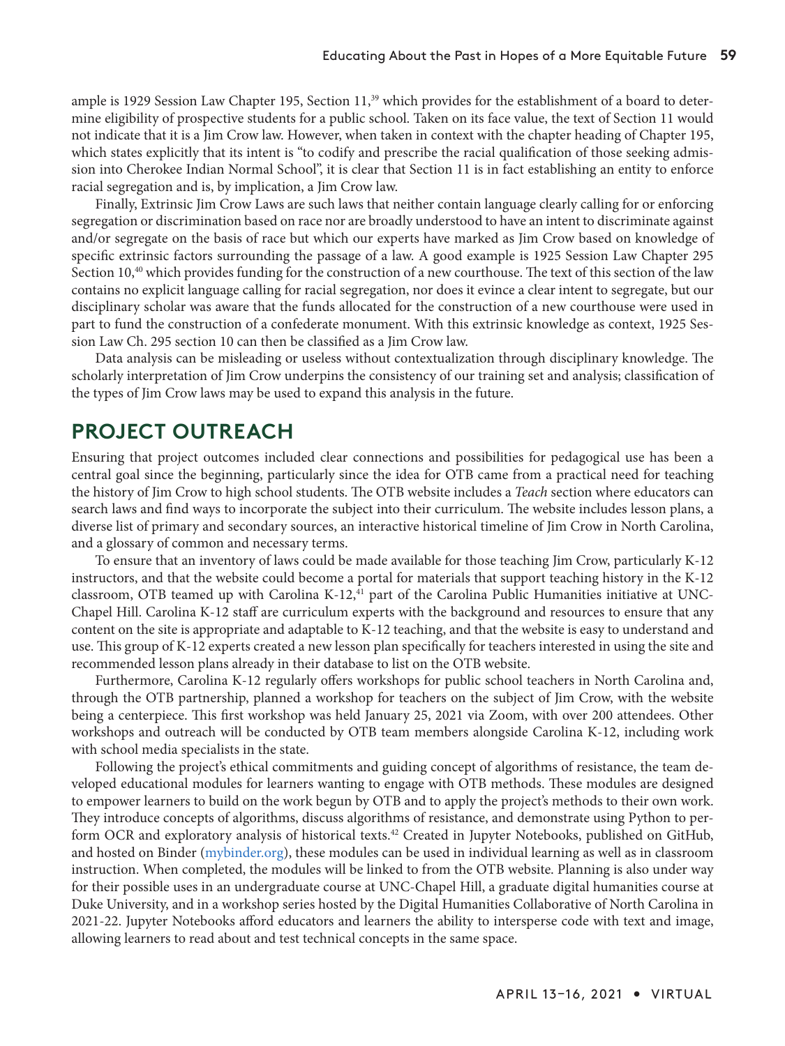ample is 1929 Session Law Chapter 195, Section 11,[39] which provides for the establishment of a board to determine eligibility of prospective students for a public school. Taken on its face value, the text of Section 11 would not indicate that it is a Jim Crow law. However, when taken in context with the chapter heading of Chapter 195, which states explicitly that its intent is "to codify and prescribe the racial qualification of those seeking admission into Cherokee Indian Normal School", it is clear that Section 11 is in fact establishing an entity to enforce racial segregation and is, by implication, a Jim Crow law.

Finally, Extrinsic Jim Crow Laws are such laws that neither contain language clearly calling for or enforcing segregation or discrimination based on race nor are broadly understood to have an intent to discriminate against and/or segregate on the basis of race but which our experts have marked as Jim Crow based on knowledge of specific extrinsic factors surrounding the passage of a law. A good example is 1925 Session Law Chapter 295 Section 10,[40] which provides funding for the construction of a new courthouse. The text of this section of the law contains no explicit language calling for racial segregation, nor does it evince a clear intent to segregate, but our disciplinary scholar was aware that the funds allocated for the construction of a new courthouse were used in part to fund the construction of a confederate monument. With this extrinsic knowledge as context, 1925 Session Law Ch. 295 section 10 can then be classified as a Jim Crow law.

Data analysis can be misleading or useless without contextualization through disciplinary knowledge. The scholarly interpretation of Jim Crow underpins the consistency of our training set and analysis; classification of the types of Jim Crow laws may be used to expand this analysis in the future.

## PROJECT OUTREACH

Ensuring that project outcomes included clear connections and possibilities for pedagogical use has been a central goal since the beginning, particularly since the idea for OTB came from a practical need for teaching the history of Jim Crow to high school students. The OTB website includes a *Teach* section where educators can search laws and find ways to incorporate the subject into their curriculum. The website includes lesson plans, a diverse list of primary and secondary sources, an interactive historical timeline of Jim Crow in North Carolina, and a glossary of common and necessary terms.

To ensure that an inventory of laws could be made available for those teaching Jim Crow, particularly K-12 instructors, and that the website could become a portal for materials that support teaching history in the K-12 classroom, OTB teamed up with Carolina K-12,[41] part of the Carolina Public Humanities initiative at UNC-Chapel Hill. Carolina K-12 staff are curriculum experts with the background and resources to ensure that any content on the site is appropriate and adaptable to K-12 teaching, and that the website is easy to understand and use. This group of K-12 experts created a new lesson plan specifically for teachers interested in using the site and recommended lesson plans already in their database to list on the OTB website.

Furthermore, Carolina K-12 regularly offers workshops for public school teachers in North Carolina and, through the OTB partnership, planned a workshop for teachers on the subject of Jim Crow, with the website being a centerpiece. This first workshop was held January 25, 2021 via Zoom, with over 200 attendees. Other workshops and outreach will be conducted by OTB team members alongside Carolina K-12, including work with school media specialists in the state.

Following the project's ethical commitments and guiding concept of algorithms of resistance, the team developed educational modules for learners wanting to engage with OTB methods. These modules are designed to empower learners to build on the work begun by OTB and to apply the project's methods to their own work. They introduce concepts of algorithms, discuss algorithms of resistance, and demonstrate using Python to perform OCR and exploratory analysis of historical texts.[42] Created in Jupyter Notebooks, published on GitHub, and hosted on Binder (mybinder.org), these modules can be used in individual learning as well as in classroom instruction. When completed, the modules will be linked to from the OTB website. Planning is also under way for their possible uses in an undergraduate course at UNC-Chapel Hill, a graduate digital humanities course at Duke University, and in a workshop series hosted by the Digital Humanities Collaborative of North Carolina in 2021-22. Jupyter Notebooks afford educators and learners the ability to intersperse code with text and image, allowing learners to read about and test technical concepts in the same space.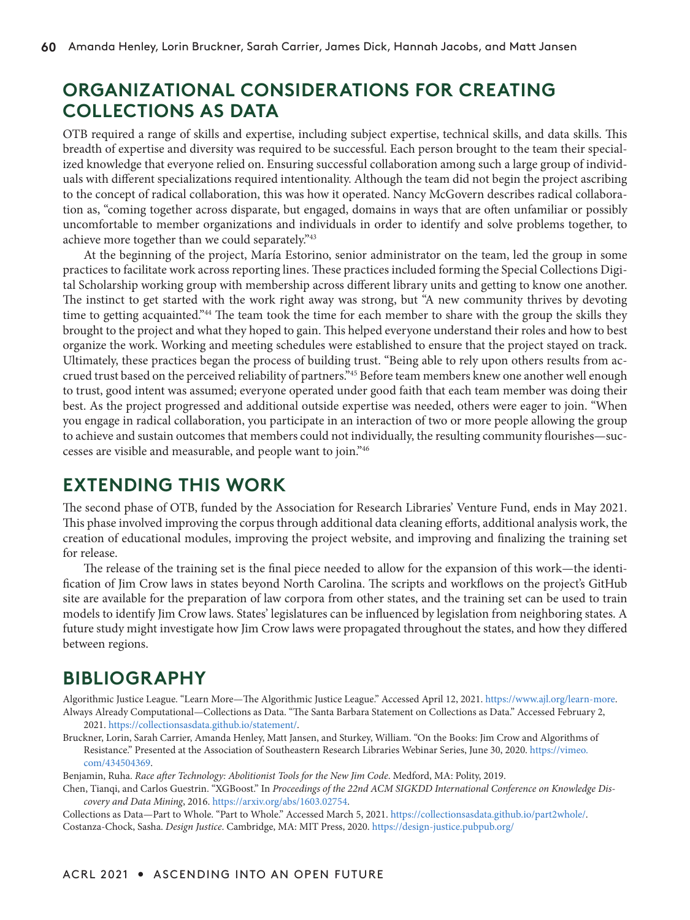## ORGANIZATIONAL CONSIDERATIONS FOR CREATING COLLECTIONS AS DATA

OTB required a range of skills and expertise, including subject expertise, technical skills, and data skills. This breadth of expertise and diversity was required to be successful. Each person brought to the team their specialized knowledge that everyone relied on. Ensuring successful collaboration among such a large group of individuals with different specializations required intentionality. Although the team did not begin the project ascribing to the concept of radical collaboration, this was how it operated. Nancy McGovern describes radical collaboration as, "coming together across disparate, but engaged, domains in ways that are often unfamiliar or possibly uncomfortable to member organizations and individuals in order to identify and solve problems together, to achieve more together than we could separately."[43]

At the beginning of the project, María Estorino, senior administrator on the team, led the group in some practices to facilitate work across reporting lines. These practices included forming the Special Collections Digital Scholarship working group with membership across different library units and getting to know one another. The instinct to get started with the work right away was strong, but "A new community thrives by devoting time to getting acquainted."[44] The team took the time for each member to share with the group the skills they brought to the project and what they hoped to gain. This helped everyone understand their roles and how to best organize the work. Working and meeting schedules were established to ensure that the project stayed on track. Ultimately, these practices began the process of building trust. "Being able to rely upon others results from accrued trust based on the perceived reliability of partners."[45] Before team members knew one another well enough to trust, good intent was assumed; everyone operated under good faith that each team member was doing their best. As the project progressed and additional outside expertise was needed, others were eager to join. "When you engage in radical collaboration, you participate in an interaction of two or more people allowing the group to achieve and sustain outcomes that members could not individually, the resulting community flourishes—successes are visible and measurable, and people want to join."[46]

## EXTENDING THIS WORK

The second phase of OTB, funded by the Association for Research Libraries' Venture Fund, ends in May 2021. This phase involved improving the corpus through additional data cleaning efforts, additional analysis work, the creation of educational modules, improving the project website, and improving and finalizing the training set for release.

The release of the training set is the final piece needed to allow for the expansion of this work—the identification of Jim Crow laws in states beyond North Carolina. The scripts and workflows on the project's GitHub site are available for the preparation of law corpora from other states, and the training set can be used to train models to identify Jim Crow laws. States' legislatures can be influenced by legislation from neighboring states. A future study might investigate how Jim Crow laws were propagated throughout the states, and how they differed between regions.

## BIBLIOGRAPHY

Algorithmic Justice League. "Learn More—The Algorithmic Justice League." Accessed April 12, 2021. https://www.ajl.org/learn-more.

Always Already Computational—Collections as Data. "The Santa Barbara Statement on Collections as Data." Accessed February 2, 2021. https://collectionsasdata.github.io/statement/.

Bruckner, Lorin, Sarah Carrier, Amanda Henley, Matt Jansen, and Sturkey, William. "On the Books: Jim Crow and Algorithms of Resistance." Presented at the Association of Southeastern Research Libraries Webinar Series, June 30, 2020. https://vimeo.com/434504369.

Benjamin, Ruha. *Race after Technology: Abolitionist Tools for the New Jim Code*. Medford, MA: Polity, 2019.

Chen, Tianqi, and Carlos Guestrin. "XGBoost." In *Proceedings of the 22nd ACM SIGKDD International Conference on Knowledge Discovery and Data Mining*, 2016. https://arxiv.org/abs/1603.02754.

Collections as Data—Part to Whole. "Part to Whole." Accessed March 5, 2021. https://collectionsasdata.github.io/part2whole/.

Costanza-Chock, Sasha. *Design Justice*. Cambridge, MA: MIT Press, 2020. https://design-justice.pubpub.org/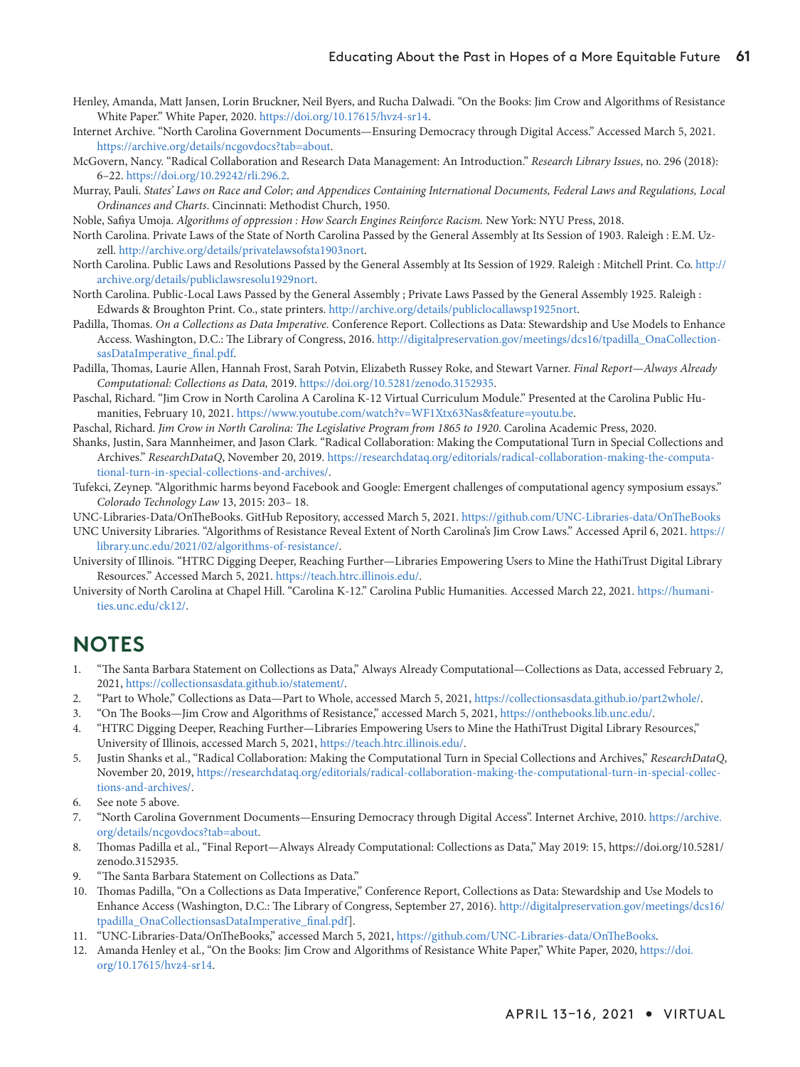Henley, Amanda, Matt Jansen, Lorin Bruckner, Neil Byers, and Rucha Dalwadi. "On the Books: Jim Crow and Algorithms of Resistance White Paper." White Paper, 2020. https://doi.org/10.17615/hvz4-sr14.

Internet Archive. "North Carolina Government Documents—Ensuring Democracy through Digital Access." Accessed March 5, 2021. https://archive.org/details/ncgovdocs?tab=about.

McGovern, Nancy. "Radical Collaboration and Research Data Management: An Introduction." *Research Library Issues*, no. 296 (2018): 6–22. https://doi.org/10.29242/rli.296.2.

Murray, Pauli. *States' Laws on Race and Color; and Appendices Containing International Documents, Federal Laws and Regulations, Local Ordinances and Charts*. Cincinnati: Methodist Church, 1950.

Noble, Safiya Umoja. *Algorithms of oppression : How Search Engines Reinforce Racism.* New York: NYU Press, 2018.

North Carolina. Private Laws of the State of North Carolina Passed by the General Assembly at Its Session of 1903. Raleigh : E.M. Uzzell. http://archive.org/details/privatelawsofsta1903nort.

North Carolina. Public Laws and Resolutions Passed by the General Assembly at Its Session of 1929. Raleigh : Mitchell Print. Co. http://archive.org/details/publiclawsresolu1929nort.

North Carolina. Public-Local Laws Passed by the General Assembly ; Private Laws Passed by the General Assembly 1925. Raleigh : Edwards & Broughton Print. Co., state printers. http://archive.org/details/publiclocallawsp1925nort.

Padilla, Thomas. *On a Collections as Data Imperative.* Conference Report. Collections as Data: Stewardship and Use Models to Enhance Access. Washington, D.C.: The Library of Congress, 2016. http://digitalpreservation.gov/meetings/dcs16/tpadilla_OnaCollectionsasDataImperative_final.pdf.

Padilla, Thomas, Laurie Allen, Hannah Frost, Sarah Potvin, Elizabeth Russey Roke, and Stewart Varner. *Final Report—Always Already Computational: Collections as Data,* 2019. https://doi.org/10.5281/zenodo.3152935.

Paschal, Richard. "Jim Crow in North Carolina A Carolina K-12 Virtual Curriculum Module." Presented at the Carolina Public Humanities, February 10, 2021. https://www.youtube.com/watch?v=WF1Xtx63Nas&feature=youtu.be.

Paschal, Richard. *Jim Crow in North Carolina: The Legislative Program from 1865 to 1920*. Carolina Academic Press, 2020.

Shanks, Justin, Sara Mannheimer, and Jason Clark. "Radical Collaboration: Making the Computational Turn in Special Collections and Archives." *ResearchDataQ*, November 20, 2019. https://researchdataq.org/editorials/radical-collaboration-making-the-computational-turn-in-special-collections-and-archives/.

Tufekci, Zeynep. "Algorithmic harms beyond Facebook and Google: Emergent challenges of computational agency symposium essays." *Colorado Technology Law* 13, 2015: 203– 18.

UNC-Libraries-Data/OnTheBooks. GitHub Repository, accessed March 5, 2021. https://github.com/UNC-Libraries-data/OnTheBooks

UNC University Libraries. "Algorithms of Resistance Reveal Extent of North Carolina's Jim Crow Laws." Accessed April 6, 2021. https://library.unc.edu/2021/02/algorithms-of-resistance/.

University of Illinois. "HTRC Digging Deeper, Reaching Further—Libraries Empowering Users to Mine the HathiTrust Digital Library Resources." Accessed March 5, 2021. https://teach.htrc.illinois.edu/.

University of North Carolina at Chapel Hill. "Carolina K-12." Carolina Public Humanities. Accessed March 22, 2021. https://humanities.unc.edu/ck12/.

## NOTES

1. "The Santa Barbara Statement on Collections as Data," Always Already Computational—Collections as Data, accessed February 2, 2021, https://collectionsasdata.github.io/statement/.
2. "Part to Whole," Collections as Data—Part to Whole, accessed March 5, 2021, https://collectionsasdata.github.io/part2whole/.
3. "On The Books—Jim Crow and Algorithms of Resistance," accessed March 5, 2021, https://onthebooks.lib.unc.edu/.
4. "HTRC Digging Deeper, Reaching Further—Libraries Empowering Users to Mine the HathiTrust Digital Library Resources," University of Illinois, accessed March 5, 2021, https://teach.htrc.illinois.edu/.
5. Justin Shanks et al., "Radical Collaboration: Making the Computational Turn in Special Collections and Archives," *ResearchDataQ*, November 20, 2019, https://researchdataq.org/editorials/radical-collaboration-making-the-computational-turn-in-special-collections-and-archives/.
6. See note 5 above.
7. "North Carolina Government Documents—Ensuring Democracy through Digital Access". Internet Archive, 2010. https://archive.org/details/ncgovdocs?tab=about.
8. Thomas Padilla et al., "Final Report—Always Already Computational: Collections as Data," May 2019: 15, https://doi.org/10.5281/zenodo.3152935.
9. "The Santa Barbara Statement on Collections as Data."
10. Thomas Padilla, "On a Collections as Data Imperative," Conference Report, Collections as Data: Stewardship and Use Models to Enhance Access (Washington, D.C.: The Library of Congress, September 27, 2016). http://digitalpreservation.gov/meetings/dcs16/tpadilla_OnaCollectionsasDataImperative_final.pdf].
11. "UNC-Libraries-Data/OnTheBooks," accessed March 5, 2021, https://github.com/UNC-Libraries-data/OnTheBooks.
12. Amanda Henley et al., "On the Books: Jim Crow and Algorithms of Resistance White Paper," White Paper, 2020, https://doi.org/10.17615/hvz4-sr14.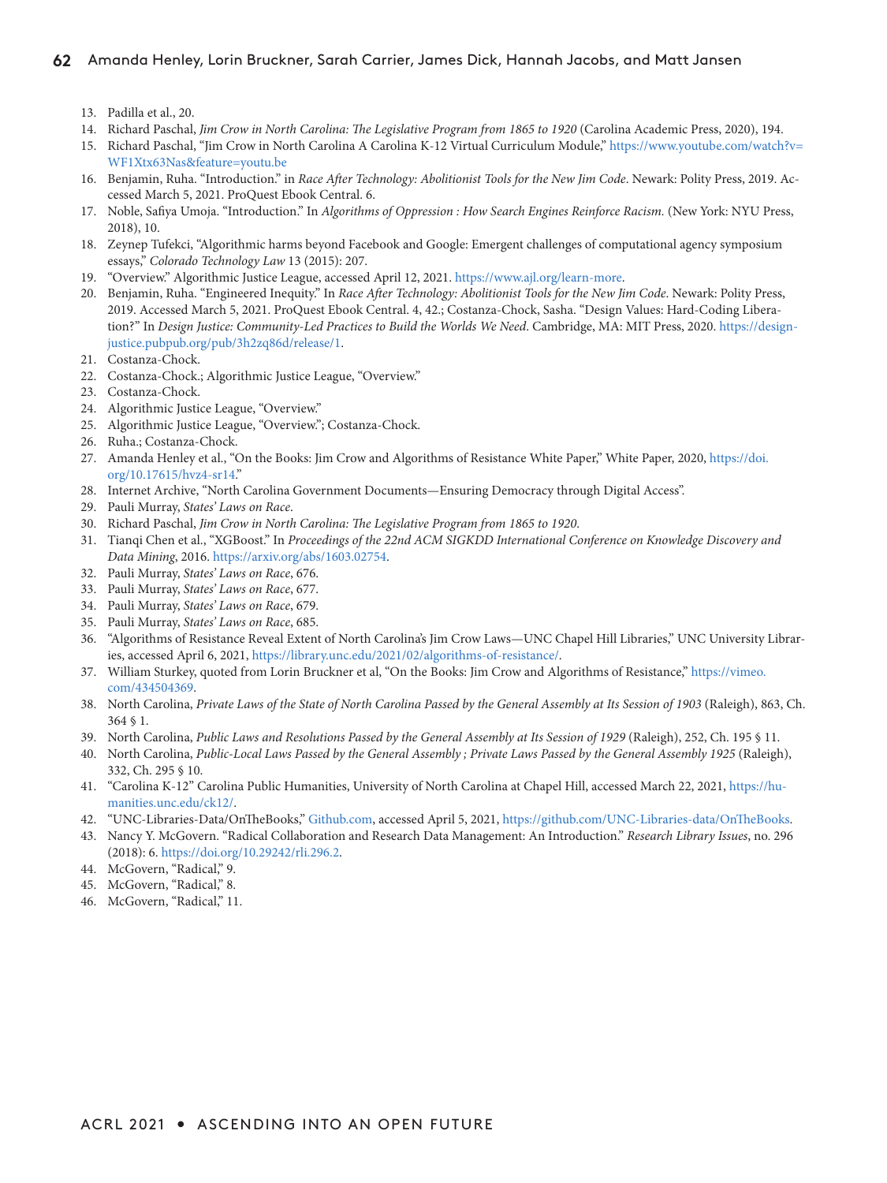13. Padilla et al., 20.
14. Richard Paschal, *Jim Crow in North Carolina: The Legislative Program from 1865 to 1920* (Carolina Academic Press, 2020), 194.
15. Richard Paschal, "Jim Crow in North Carolina A Carolina K-12 Virtual Curriculum Module," https://www.youtube.com/watch?v=WF1Xtx63Nas&feature=youtu.be
16. Benjamin, Ruha. "Introduction." in *Race After Technology: Abolitionist Tools for the New Jim Code*. Newark: Polity Press, 2019. Accessed March 5, 2021. ProQuest Ebook Central. 6.
17. Noble, Safiya Umoja. "Introduction." In *Algorithms of Oppression : How Search Engines Reinforce Racism.* (New York: NYU Press, 2018), 10.
18. Zeynep Tufekci, "Algorithmic harms beyond Facebook and Google: Emergent challenges of computational agency symposium essays," *Colorado Technology Law* 13 (2015): 207.
19. "Overview." Algorithmic Justice League, accessed April 12, 2021. https://www.ajl.org/learn-more.
20. Benjamin, Ruha. "Engineered Inequity." In *Race After Technology: Abolitionist Tools for the New Jim Code*. Newark: Polity Press, 2019. Accessed March 5, 2021. ProQuest Ebook Central. 4, 42.; Costanza-Chock, Sasha. "Design Values: Hard-Coding Liberation?" In *Design Justice: Community-Led Practices to Build the Worlds We Need*. Cambridge, MA: MIT Press, 2020. https://design-justice.pubpub.org/pub/3h2zq86d/release/1.
21. Costanza-Chock.
22. Costanza-Chock.; Algorithmic Justice League, "Overview."
23. Costanza-Chock.
24. Algorithmic Justice League, "Overview."
25. Algorithmic Justice League, "Overview."; Costanza-Chock.
26. Ruha.; Costanza-Chock.
27. Amanda Henley et al., "On the Books: Jim Crow and Algorithms of Resistance White Paper," White Paper, 2020, https://doi.org/10.17615/hvz4-sr14."
28. Internet Archive, "North Carolina Government Documents—Ensuring Democracy through Digital Access".
29. Pauli Murray, *States' Laws on Race*.
30. Richard Paschal, *Jim Crow in North Carolina: The Legislative Program from 1865 to 1920*.
31. Tianqi Chen et al., "XGBoost." In *Proceedings of the 22nd ACM SIGKDD International Conference on Knowledge Discovery and Data Mining*, 2016. https://arxiv.org/abs/1603.02754.
32. Pauli Murray, *States' Laws on Race*, 676.
33. Pauli Murray, *States' Laws on Race*, 677.
34. Pauli Murray, *States' Laws on Race*, 679.
35. Pauli Murray, *States' Laws on Race*, 685.
36. "Algorithms of Resistance Reveal Extent of North Carolina's Jim Crow Laws—UNC Chapel Hill Libraries," UNC University Libraries, accessed April 6, 2021, https://library.unc.edu/2021/02/algorithms-of-resistance/.
37. William Sturkey, quoted from Lorin Bruckner et al, "On the Books: Jim Crow and Algorithms of Resistance," https://vimeo.com/434504369.
38. North Carolina, *Private Laws of the State of North Carolina Passed by the General Assembly at Its Session of 1903* (Raleigh), 863, Ch. 364 § 1.
39. North Carolina, *Public Laws and Resolutions Passed by the General Assembly at Its Session of 1929* (Raleigh), 252, Ch. 195 § 11.
40. North Carolina, *Public-Local Laws Passed by the General Assembly ; Private Laws Passed by the General Assembly 1925* (Raleigh), 332, Ch. 295 § 10.
41. "Carolina K-12" Carolina Public Humanities, University of North Carolina at Chapel Hill, accessed March 22, 2021, https://humanities.unc.edu/ck12/.
42. "UNC-Libraries-Data/OnTheBooks," Github.com, accessed April 5, 2021, https://github.com/UNC-Libraries-data/OnTheBooks.
43. Nancy Y. McGovern. "Radical Collaboration and Research Data Management: An Introduction." *Research Library Issues*, no. 296 (2018): 6. https://doi.org/10.29242/rli.296.2.
44. McGovern, "Radical," 9.
45. McGovern, "Radical," 8.
46. McGovern, "Radical," 11.